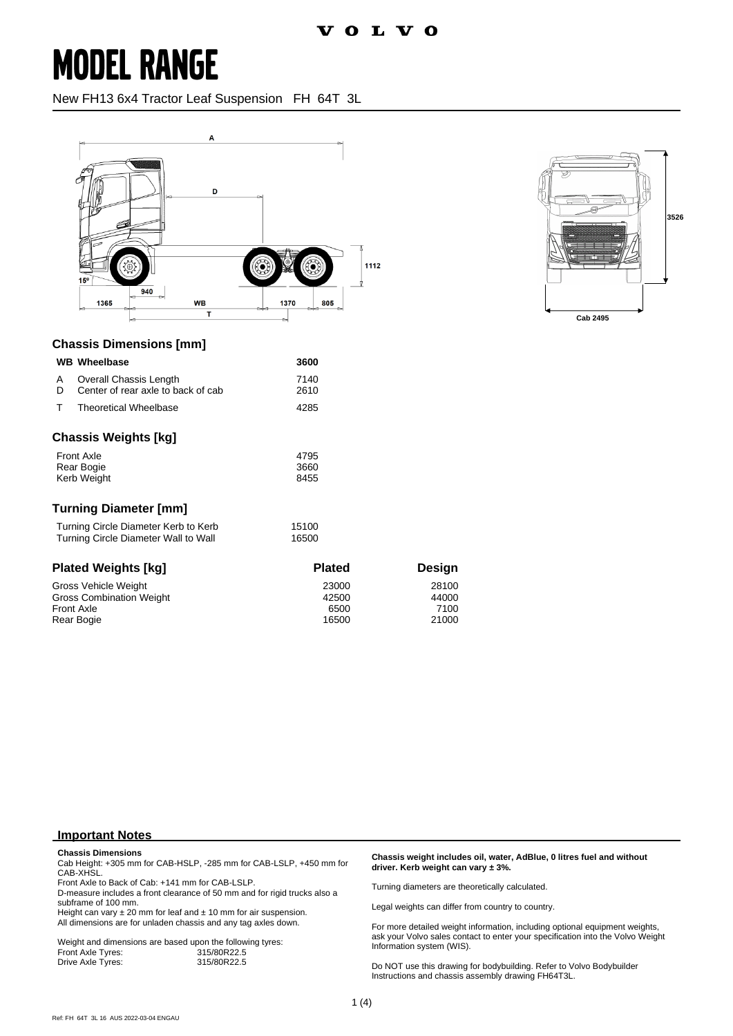# MODEL RANGE

New FH13 6x4 Tractor Leaf Suspension FH 64T 3L

## Chassis Dimensions [mm]

| | | |
|---|---|---|
| **WB** | **Wheelbase** | **3600** |
| A | Overall Chassis Length | 7140 |
| D | Center of rear axle to back of cab | 2610 |
| T | Theoretical Wheelbase | 4285 |

## Chassis Weights [kg]

| | |
|---|---|
| Front Axle | 4795 |
| Rear Bogie | 3660 |
| Kerb Weight | 8455 |

## Turning Diameter [mm]

| | |
|---|---|
| Turning Circle Diameter Kerb to Kerb | 15100 |
| Turning Circle Diameter Wall to Wall | 16500 |

## Plated Weights [kg]

| | Plated | Design |
|---|---|---|
| Gross Vehicle Weight | 23000 | 28100 |
| Gross Combination Weight | 42500 | 44000 |
| Front Axle | 6500 | 7100 |
| Rear Bogie | 16500 | 21000 |

## Important Notes

**Chassis Dimensions**

Cab Height: +305 mm for CAB-HSLP, -285 mm for CAB-LSLP, +450 mm for CAB-XHSL.

Front Axle to Back of Cab: +141 mm for CAB-LSLP.

D-measure includes a front clearance of 50 mm and for rigid trucks also a subframe of 100 mm.

Height can vary ± 20 mm for leaf and ± 10 mm for air suspension.

All dimensions are for unladen chassis and any tag axles down.

Weight and dimensions are based upon the following tyres:

| | |
|---|---|
| Front Axle Tyres: | 315/80R22.5 |
| Drive Axle Tyres: | 315/80R22.5 |

**Chassis weight includes oil, water, AdBlue, 0 litres fuel and without driver. Kerb weight can vary ± 3%.**

Turning diameters are theoretically calculated.

Legal weights can differ from country to country.

For more detailed weight information, including optional equipment weights, ask your Volvo sales contact to enter your specification into the Volvo Weight Information system (WIS).

Do NOT use this drawing for bodybuilding. Refer to Volvo Bodybuilder Instructions and chassis assembly drawing FH64T3L.

Ref: FH 64T 3L 16 AUS 2022-03-04 ENGAU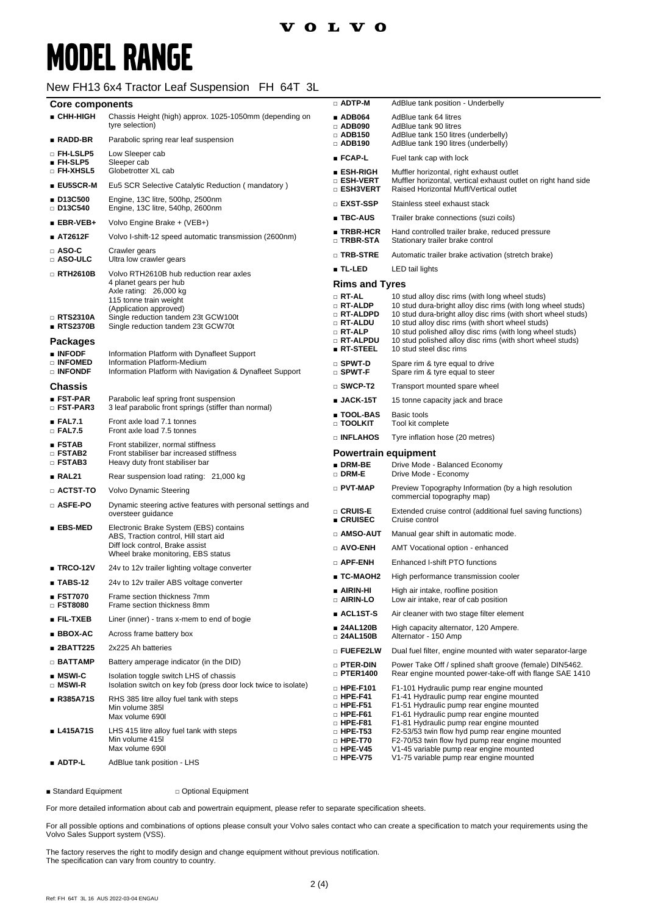# MODEL RANGE

New FH13 6x4 Tractor Leaf Suspension FH 64T 3L

## Core components

| Code | Description |
|---|---|
| ■ CHH-HIGH | Chassis Height (high) approx. 1025-1050mm (depending on tyre selection) |
| ■ RADD-BR | Parabolic spring rear leaf suspension |
| □ FH-LSLP5 | Low Sleeper cab |
| ■ FH-SLP5 | Sleeper cab |
| □ FH-XHSL5 | Globetrotter XL cab |
| ■ EU5SCR-M | Eu5 SCR Selective Catalytic Reduction ( mandatory ) |
| ■ D13C500 | Engine, 13C litre, 500hp, 2500nm |
| □ D13C540 | Engine, 13C litre, 540hp, 2600nm |
| ■ EBR-VEB+ | Volvo Engine Brake + (VEB+) |
| ■ AT2612F | Volvo I-shift-12 speed automatic transmission (2600nm) |
| □ ASO-C | Crawler gears |
| □ ASO-ULC | Ultra low crawler gears |
| □ RTH2610B | Volvo RTH2610B hub reduction rear axles<br>4 planet gears per hub<br>Axle rating: 26,000 kg<br>115 tonne train weight<br>(Application approved) |
| □ RTS2310A | Single reduction tandem 23t GCW100t |
| ■ RTS2370B | Single reduction tandem 23t GCW70t |

## Packages

| Code | Description |
|---|---|
| ■ INFODF | Information Platform with Dynafleet Support |
| □ INFOMED | Information Platform-Medium |
| □ INFONDF | Information Platform with Navigation & Dynafleet Support |

## Chassis

| Code | Description |
|---|---|
| ■ FST-PAR | Parabolic leaf spring front suspension |
| □ FST-PAR3 | 3 leaf parabolic front springs (stiffer than normal) |
| ■ FAL7.1 | Front axle load 7.1 tonnes |
| □ FAL7.5 | Front axle load 7.5 tonnes |
| ■ FSTAB | Front stabilizer, normal stiffness |
| □ FSTAB2 | Front stabiliser bar increased stiffness |
| □ FSTAB3 | Heavy duty front stabiliser bar |
| ■ RAL21 | Rear suspension load rating: 21,000 kg |
| □ ACTST-TO | Volvo Dynamic Steering |
| □ ASFE-PO | Dynamic steering active features with personal settings and oversteer guidance |
| ■ EBS-MED | Electronic Brake System (EBS) contains<br>ABS, Traction control, Hill start aid<br>Diff lock control, Brake assist<br>Wheel brake monitoring, EBS status |
| ■ TRCO-12V | 24v to 12v trailer lighting voltage converter |
| ■ TABS-12 | 24v to 12v trailer ABS voltage converter |
| ■ FST7070 | Frame section thickness 7mm |
| □ FST8080 | Frame section thickness 8mm |
| ■ FIL-TXEB | Liner (inner) - trans x-mem to end of bogie |
| ■ BBOX-AC | Across frame battery box |
| ■ 2BATT225 | 2x225 Ah batteries |
| □ BATTAMP | Battery amperage indicator (in the DID) |
| ■ MSWI-C | Isolation toggle switch LHS of chassis |
| □ MSWI-R | Isolation switch on key fob (press door lock twice to isolate) |
| ■ R385A71S | RHS 385 litre alloy fuel tank with steps<br>Min volume 385l<br>Max volume 690l |
| ■ L415A71S | LHS 415 litre alloy fuel tank with steps<br>Min volume 415l<br>Max volume 690l |
| ■ ADTP-L | AdBlue tank position - LHS |
| □ ADTP-M | AdBlue tank position - Underbelly |
| ■ ADB064 | AdBlue tank 64 litres |
| □ ADB090 | AdBlue tank 90 litres |
| □ ADB150 | AdBlue tank 150 litres (underbelly) |
| □ ADB190 | AdBlue tank 190 litres (underbelly) |
| ■ FCAP-L | Fuel tank cap with lock |
| ■ ESH-RIGH | Muffler horizontal, right exhaust outlet |
| □ ESH-VERT | Muffler horizontal, vertical exhaust outlet on right hand side |
| □ ESH3VERT | Raised Horizontal Muff/Vertical outlet |
| □ EXST-SSP | Stainless steel exhaust stack |
| ■ TBC-AUS | Trailer brake connections (suzi coils) |
| ■ TRBR-HCR | Hand controlled trailer brake, reduced pressure |
| □ TRBR-STA | Stationary trailer brake control |
| □ TRB-STRE | Automatic trailer brake activation (stretch brake) |
| ■ TL-LED | LED tail lights |

## Rims and Tyres

| Code | Description |
|---|---|
| □ RT-AL | 10 stud alloy disc rims (with long wheel studs) |
| □ RT-ALDP | 10 stud dura-bright alloy disc rims (with long wheel studs) |
| □ RT-ALDPD | 10 stud dura-bright alloy disc rims (with short wheel studs) |
| □ RT-ALDU | 10 stud alloy disc rims (with short wheel studs) |
| □ RT-ALP | 10 stud polished alloy disc rims (with long wheel studs) |
| □ RT-ALPDU | 10 stud polished alloy disc rims (with short wheel studs) |
| ■ RT-STEEL | 10 stud steel disc rims |
| □ SPWT-D | Spare rim & tyre equal to drive |
| □ SPWT-F | Spare rim & tyre equal to steer |
| □ SWCP-T2 | Transport mounted spare wheel |
| ■ JACK-15T | 15 tonne capacity jack and brace |
| ■ TOOL-BAS | Basic tools |
| □ TOOLKIT | Tool kit complete |
| □ INFLAHOS | Tyre inflation hose (20 metres) |

## Powertrain equipment

| Code | Description |
|---|---|
| ■ DRM-BE | Drive Mode - Balanced Economy |
| □ DRM-E | Drive Mode - Economy |
| □ PVT-MAP | Preview Topography Information (by a high resolution commercial topography map) |
| □ CRUIS-E | Extended cruise control (additional fuel saving functions) |
| ■ CRUISEC | Cruise control |
| □ AMSO-AUT | Manual gear shift in automatic mode. |
| □ AVO-ENH | AMT Vocational option - enhanced |
| □ APF-ENH | Enhanced I-shift PTO functions |
| ■ TC-MAOH2 | High performance transmission cooler |
| ■ AIRIN-HI | High air intake, roofline position |
| □ AIRIN-LO | Low air intake, rear of cab position |
| ■ ACL1ST-S | Air cleaner with two stage filter element |
| ■ 24AL120B | High capacity alternator, 120 Ampere. |
| □ 24AL150B | Alternator - 150 Amp |
| □ FUEFE2LW | Dual fuel filter, engine mounted with water separator-large |
| □ PTER-DIN | Power Take Off / splined shaft groove (female) DIN5462. |
| □ PTER1400 | Rear engine mounted power-take-off with flange SAE 1410 |
| □ HPE-F101 | F1-101 Hydraulic pump rear engine mounted |
| □ HPE-F41 | F1-41 Hydraulic pump rear engine mounted |
| □ HPE-F51 | F1-51 Hydraulic pump rear engine mounted |
| □ HPE-F61 | F1-61 Hydraulic pump rear engine mounted |
| □ HPE-F81 | F1-81 Hydraulic pump rear engine mounted |
| □ HPE-T53 | F2-53/53 twin flow hyd pump rear engine mounted |
| □ HPE-T70 | F2-70/53 twin flow hyd pump rear engine mounted |
| □ HPE-V45 | V1-45 variable pump rear engine mounted |
| □ HPE-V75 | V1-75 variable pump rear engine mounted |

■ Standard Equipment □ Optional Equipment

For more detailed information about cab and powertrain equipment, please refer to separate specification sheets.

For all possible options and combinations of options please consult your Volvo sales contact who can create a specification to match your requirements using the Volvo Sales Support system (VSS).

The factory reserves the right to modify design and change equipment without previous notification.
The specification can vary from country to country.

Ref: FH 64T 3L 16 AUS 2022-03-04 ENGAU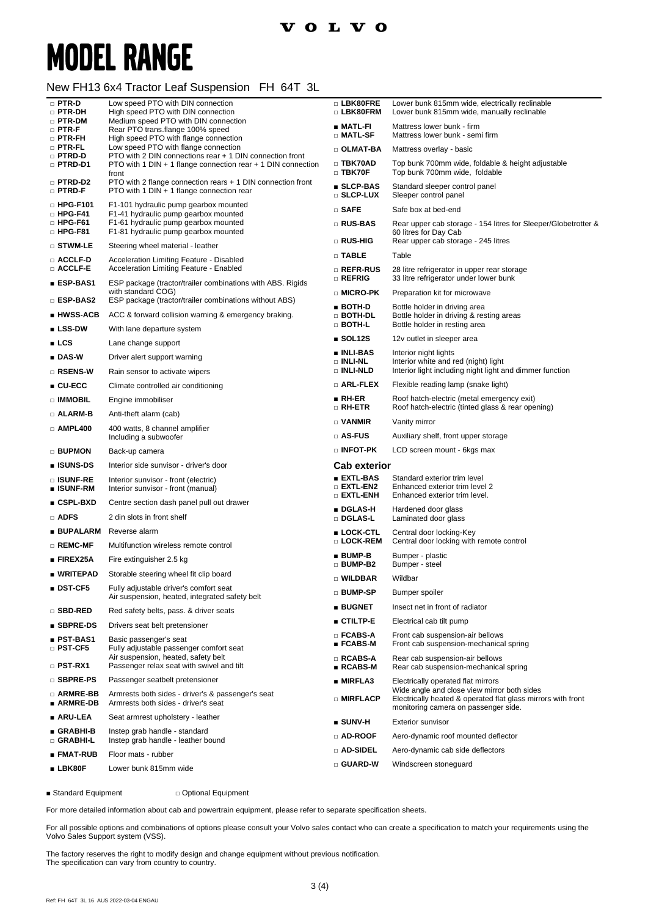# MODEL RANGE

## New FH13 6x4 Tractor Leaf Suspension FH 64T 3L

| Code | Description |
|---|---|
| □ PTR-D | Low speed PTO with DIN connection |
| □ PTR-DH | High speed PTO with DIN connection |
| □ PTR-DM | Medium speed PTO with DIN connection |
| □ PTR-F | Rear PTO trans.flange 100% speed |
| □ PTR-FH | High speed PTO with flange connection |
| □ PTR-FL | Low speed PTO with flange connection |
| □ PTRD-D | PTO with 2 DIN connections rear + 1 DIN connection front |
| □ PTRD-D1 | PTO with 1 DIN + 1 flange connection rear + 1 DIN connection front |
| □ PTRD-D2 | PTO with 2 flange connection rears + 1 DIN connection front |
| □ PTRD-F | PTO with 1 DIN + 1 flange connection rear |
| □ HPG-F101 | F1-101 hydraulic pump gearbox mounted |
| □ HPG-F41 | F1-41 hydraulic pump gearbox mounted |
| □ HPG-F61 | F1-61 hydraulic pump gearbox mounted |
| □ HPG-F81 | F1-81 hydraulic pump gearbox mounted |
| □ STWM-LE | Steering wheel material - leather |
| □ ACCLF-D | Acceleration Limiting Feature - Disabled |
| □ ACCLF-E | Acceleration Limiting Feature - Enabled |
| ■ ESP-BAS1 | ESP package (tractor/trailer combinations with ABS. Rigids with standard COG) |
| □ ESP-BAS2 | ESP package (tractor/trailer combinations without ABS) |
| ■ HWSS-ACB | ACC & forward collision warning & emergency braking. |
| ■ LSS-DW | With lane departure system |
| ■ LCS | Lane change support |
| ■ DAS-W | Driver alert support warning |
| □ RSENS-W | Rain sensor to activate wipers |
| ■ CU-ECC | Climate controlled air conditioning |
| □ IMMOBIL | Engine immobiliser |
| □ ALARM-B | Anti-theft alarm (cab) |
| □ AMPL400 | 400 watts, 8 channel amplifier Including a subwoofer |
| □ BUPMON | Back-up camera |
| ■ ISUNS-DS | Interior side sunvisor - driver's door |
| □ ISUNF-RE | Interior sunvisor - front (electric) |
| ■ ISUNF-RM | Interior sunvisor - front (manual) |
| ■ CSPL-BXD | Centre section dash panel pull out drawer |
| □ ADFS | 2 din slots in front shelf |
| ■ BUPALARM | Reverse alarm |
| □ REMC-MF | Multifunction wireless remote control |
| ■ FIREX25A | Fire extinguisher 2.5 kg |
| ■ WRITEPAD | Storable steering wheel fit clip board |
| ■ DST-CF5 | Fully adjustable driver's comfort seat Air suspension, heated, integrated safety belt |
| □ SBD-RED | Red safety belts, pass. & driver seats |
| ■ SBPRE-DS | Drivers seat belt pretensioner |
| ■ PST-BAS1 | Basic passenger's seat |
| □ PST-CF5 | Fully adjustable passenger comfort seat Air suspension, heated, safety belt |
| □ PST-RX1 | Passenger relax seat with swivel and tilt |
| □ SBPRE-PS | Passenger seatbelt pretensioner |
| □ ARMRE-BB | Armrests both sides - driver's & passenger's seat |
| ■ ARMRE-DB | Armrests both sides - driver's seat |
| ■ ARU-LEA | Seat armrest upholstery - leather |
| ■ GRABHI-B | Instep grab handle - standard |
| □ GRABHI-L | Instep grab handle - leather bound |
| ■ FMAT-RUB | Floor mats - rubber |
| ■ LBK80F | Lower bunk 815mm wide |
| □ LBK80FRE | Lower bunk 815mm wide, electrically reclinable |
| □ LBK80FRM | Lower bunk 815mm wide, manually reclinable |
| ■ MATL-FI | Mattress lower bunk - firm |
| □ MATL-SF | Mattress lower bunk - semi firm |
| □ OLMAT-BA | Mattress overlay - basic |
| □ TBK70AD | Top bunk 700mm wide, foldable & height adjustable |
| □ TBK70F | Top bunk 700mm wide, foldable |
| ■ SLCP-BAS | Standard sleeper control panel |
| □ SLCP-LUX | Sleeper control panel |
| □ SAFE | Safe box at bed-end |
| □ RUS-BAS | Rear upper cab storage - 154 litres for Sleeper/Globetrotter & 60 litres for Day Cab |
| □ RUS-HIG | Rear upper cab storage - 245 litres |
| □ TABLE | Table |
| □ REFR-RUS | 28 litre refrigerator in upper rear storage |
| □ REFRIG | 33 litre refrigerator under lower bunk |
| □ MICRO-PK | Preparation kit for microwave |
| ■ BOTH-D | Bottle holder in driving area |
| □ BOTH-DL | Bottle holder in driving & resting areas |
| □ BOTH-L | Bottle holder in resting area |
| ■ SOL12S | 12v outlet in sleeper area |
| ■ INLI-BAS | Interior night lights |
| □ INLI-NL | Interior white and red (night) light |
| □ INLI-NLD | Interior light including night light and dimmer function |
| □ ARL-FLEX | Flexible reading lamp (snake light) |
| ■ RH-ER | Roof hatch-electric (metal emergency exit) |
| □ RH-ETR | Roof hatch-electric (tinted glass & rear opening) |
| □ VANMIR | Vanity mirror |
| □ AS-FUS | Auxiliary shelf, front upper storage |
| □ INFOT-PK | LCD screen mount - 6kgs max |

### Cab exterior

| Code | Description |
|---|---|
| ■ EXTL-BAS | Standard exterior trim level |
| □ EXTL-EN2 | Enhanced exterior trim level 2 |
| □ EXTL-ENH | Enhanced exterior trim level. |
| ■ DGLAS-H | Hardened door glass |
| □ DGLAS-L | Laminated door glass |
| ■ LOCK-CTL | Central door locking-Key |
| □ LOCK-REM | Central door locking with remote control |
| ■ BUMP-B | Bumper - plastic |
| □ BUMP-B2 | Bumper - steel |
| □ WILDBAR | Wildbar |
| □ BUMP-SP | Bumper spoiler |
| ■ BUGNET | Insect net in front of radiator |
| ■ CTILTP-E | Electrical cab tilt pump |
| □ FCABS-A | Front cab suspension-air bellows |
| ■ FCABS-M | Front cab suspension-mechanical spring |
| □ RCABS-A | Rear cab suspension-air bellows |
| ■ RCABS-M | Rear cab suspension-mechanical spring |
| ■ MIRFLA3 | Electrically operated flat mirrors Wide angle and close view mirror both sides |
| □ MIRFLACP | Electrically heated & operated flat glass mirrors with front monitoring camera on passenger side. |
| ■ SUNV-H | Exterior sunvisor |
| □ AD-ROOF | Aero-dynamic roof mounted deflector |
| □ AD-SIDEL | Aero-dynamic cab side deflectors |
| □ GUARD-W | Windscreen stoneguard |

■ Standard Equipment □ Optional Equipment

For more detailed information about cab and powertrain equipment, please refer to separate specification sheets.

For all possible options and combinations of options please consult your Volvo sales contact who can create a specification to match your requirements using the Volvo Sales Support system (VSS).

The factory reserves the right to modify design and change equipment without previous notification.
The specification can vary from country to country.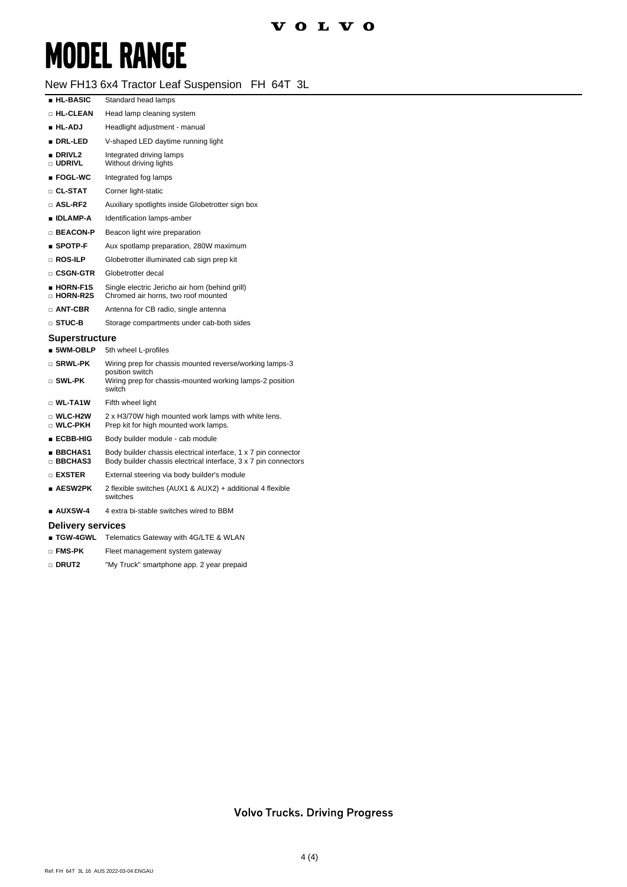# MODEL RANGE

New FH13 6x4 Tractor Leaf Suspension FH 64T 3L

| | |
|---|---|
| ■ **HL-BASIC** | Standard head lamps |
| □ **HL-CLEAN** | Head lamp cleaning system |
| ■ **HL-ADJ** | Headlight adjustment - manual |
| ■ **DRL-LED** | V-shaped LED daytime running light |
| ■ **DRIVL2** | Integrated driving lamps |
| □ **UDRIVL** | Without driving lights |
| ■ **FOGL-WC** | Integrated fog lamps |
| □ **CL-STAT** | Corner light-static |
| □ **ASL-RF2** | Auxiliary spotlights inside Globetrotter sign box |
| ■ **IDLAMP-A** | Identification lamps-amber |
| □ **BEACON-P** | Beacon light wire preparation |
| ■ **SPOTP-F** | Aux spotlamp preparation, 280W maximum |
| □ **ROS-ILP** | Globetrotter illuminated cab sign prep kit |
| □ **CSGN-GTR** | Globetrotter decal |
| ■ **HORN-F1S** | Single electric Jericho air horn (behind grill) |
| □ **HORN-R2S** | Chromed air horns, two roof mounted |
| □ **ANT-CBR** | Antenna for CB radio, single antenna |
| □ **STUC-B** | Storage compartments under cab-both sides |

### Superstructure

| | |
|---|---|
| ■ **5WM-OBLP** | 5th wheel L-profiles |
| □ **SRWL-PK** | Wiring prep for chassis mounted reverse/working lamps-3 position switch |
| □ **SWL-PK** | Wiring prep for chassis-mounted working lamps-2 position switch |
| □ **WL-TA1W** | Fifth wheel light |
| □ **WLC-H2W** | 2 x H3/70W high mounted work lamps with white lens. |
| □ **WLC-PKH** | Prep kit for high mounted work lamps. |
| ■ **ECBB-HIG** | Body builder module - cab module |
| ■ **BBCHAS1** | Body builder chassis electrical interface, 1 x 7 pin connector |
| □ **BBCHAS3** | Body builder chassis electrical interface, 3 x 7 pin connectors |
| □ **EXSTER** | External steering via body builder's module |
| ■ **AESW2PK** | 2 flexible switches (AUX1 & AUX2) + additional 4 flexible switches |
| ■ **AUXSW-4** | 4 extra bi-stable switches wired to BBM |

### Delivery services

| | |
|---|---|
| ■ **TGW-4GWL** | Telematics Gateway with 4G/LTE & WLAN |
| □ **FMS-PK** | Fleet management system gateway |
| □ **DRUT2** | "My Truck" smartphone app. 2 year prepaid |

Volvo Trucks. Driving Progress

Ref: FH 64T 3L 16 AUS 2022-03-04 ENGAU